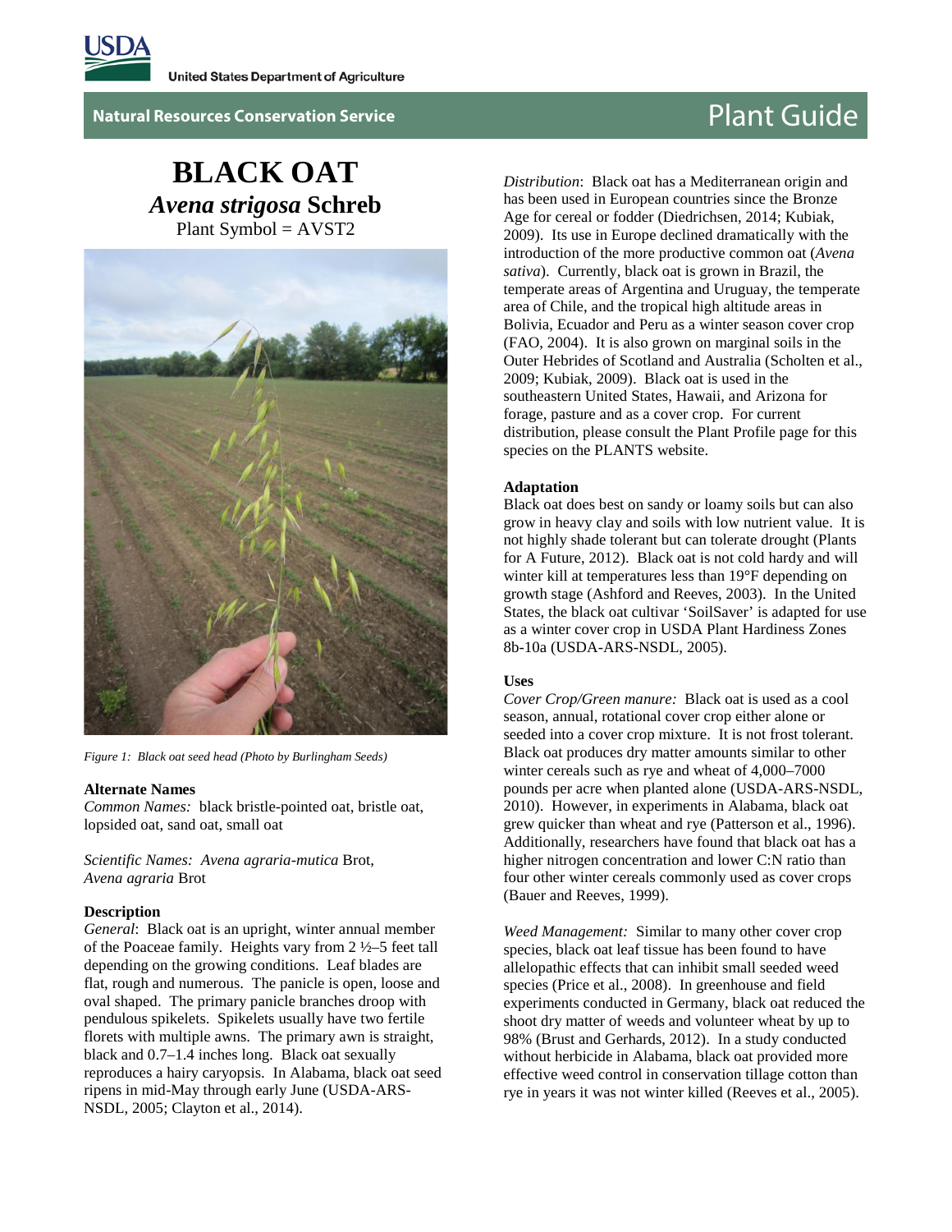United States Department of Agriculture

Natural Resources Conservation Service

Plant Guide

# BLACK OAT

## *Avena strigosa* Schreb

Plant Symbol = AVST2

*Figure 1: Black oat seed head (Photo by Burlingham Seeds)*

### Alternate Names

*Common Names:* black bristle-pointed oat, bristle oat, lopsided oat, sand oat, small oat

*Scientific Names: Avena agraria-mutica* Brot, *Avena agraria* Brot

### Description

*General*: Black oat is an upright, winter annual member of the Poaceae family. Heights vary from 2 ½–5 feet tall depending on the growing conditions. Leaf blades are flat, rough and numerous. The panicle is open, loose and oval shaped. The primary panicle branches droop with pendulous spikelets. Spikelets usually have two fertile florets with multiple awns. The primary awn is straight, black and 0.7–1.4 inches long. Black oat sexually reproduces a hairy caryopsis. In Alabama, black oat seed ripens in mid-May through early June (USDA-ARS-NSDL, 2005; Clayton et al., 2014).

*Distribution*: Black oat has a Mediterranean origin and has been used in European countries since the Bronze Age for cereal or fodder (Diedrichsen, 2014; Kubiak, 2009). Its use in Europe declined dramatically with the introduction of the more productive common oat (*Avena sativa*). Currently, black oat is grown in Brazil, the temperate areas of Argentina and Uruguay, the temperate area of Chile, and the tropical high altitude areas in Bolivia, Ecuador and Peru as a winter season cover crop (FAO, 2004). It is also grown on marginal soils in the Outer Hebrides of Scotland and Australia (Scholten et al., 2009; Kubiak, 2009). Black oat is used in the southeastern United States, Hawaii, and Arizona for forage, pasture and as a cover crop. For current distribution, please consult the Plant Profile page for this species on the PLANTS website.

### Adaptation

Black oat does best on sandy or loamy soils but can also grow in heavy clay and soils with low nutrient value. It is not highly shade tolerant but can tolerate drought (Plants for A Future, 2012). Black oat is not cold hardy and will winter kill at temperatures less than 19°F depending on growth stage (Ashford and Reeves, 2003). In the United States, the black oat cultivar 'SoilSaver' is adapted for use as a winter cover crop in USDA Plant Hardiness Zones 8b-10a (USDA-ARS-NSDL, 2005).

### Uses

*Cover Crop/Green manure:* Black oat is used as a cool season, annual, rotational cover crop either alone or seeded into a cover crop mixture. It is not frost tolerant. Black oat produces dry matter amounts similar to other winter cereals such as rye and wheat of 4,000–7000 pounds per acre when planted alone (USDA-ARS-NSDL, 2010). However, in experiments in Alabama, black oat grew quicker than wheat and rye (Patterson et al., 1996). Additionally, researchers have found that black oat has a higher nitrogen concentration and lower C:N ratio than four other winter cereals commonly used as cover crops (Bauer and Reeves, 1999).

*Weed Management:* Similar to many other cover crop species, black oat leaf tissue has been found to have allelopathic effects that can inhibit small seeded weed species (Price et al., 2008). In greenhouse and field experiments conducted in Germany, black oat reduced the shoot dry matter of weeds and volunteer wheat by up to 98% (Brust and Gerhards, 2012). In a study conducted without herbicide in Alabama, black oat provided more effective weed control in conservation tillage cotton than rye in years it was not winter killed (Reeves et al., 2005).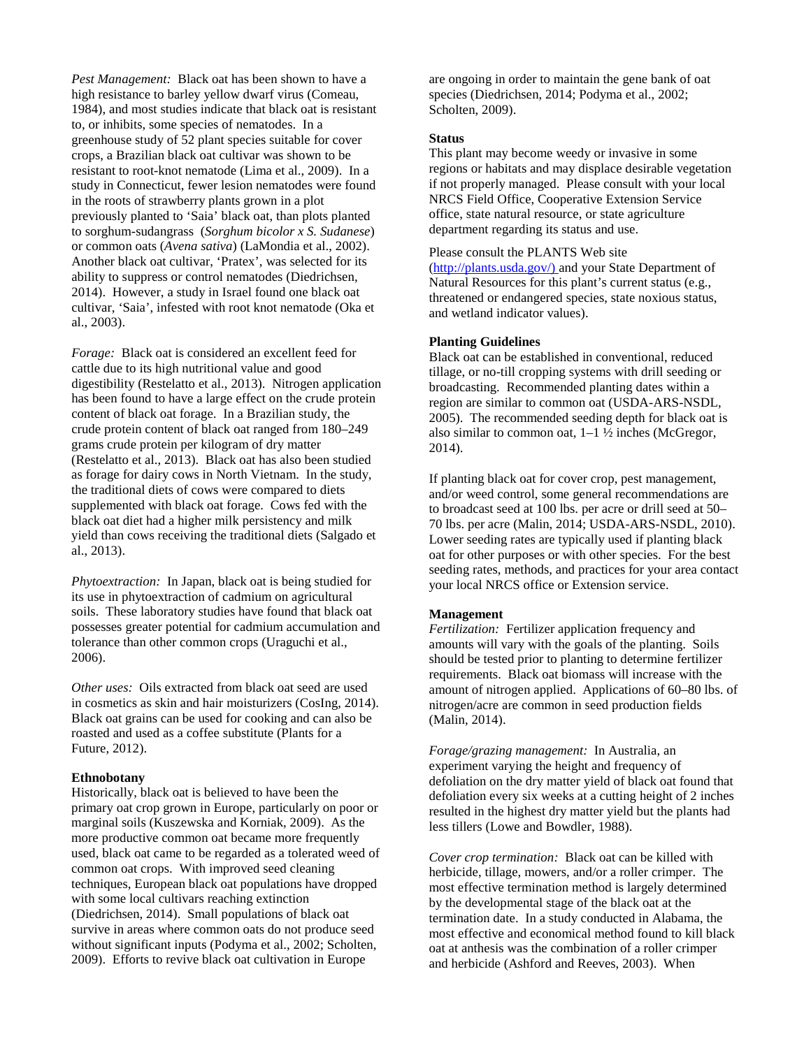*Pest Management:* Black oat has been shown to have a high resistance to barley yellow dwarf virus (Comeau, 1984), and most studies indicate that black oat is resistant to, or inhibits, some species of nematodes. In a greenhouse study of 52 plant species suitable for cover crops, a Brazilian black oat cultivar was shown to be resistant to root-knot nematode (Lima et al., 2009). In a study in Connecticut, fewer lesion nematodes were found in the roots of strawberry plants grown in a plot previously planted to 'Saia' black oat, than plots planted to sorghum-sudangrass (*Sorghum bicolor x S. Sudanese*) or common oats (*Avena sativa*) (LaMondia et al., 2002). Another black oat cultivar, 'Pratex', was selected for its ability to suppress or control nematodes (Diedrichsen, 2014). However, a study in Israel found one black oat cultivar, 'Saia', infested with root knot nematode (Oka et al., 2003).

*Forage:* Black oat is considered an excellent feed for cattle due to its high nutritional value and good digestibility (Restelatto et al., 2013). Nitrogen application has been found to have a large effect on the crude protein content of black oat forage. In a Brazilian study, the crude protein content of black oat ranged from 180–249 grams crude protein per kilogram of dry matter (Restelatto et al., 2013). Black oat has also been studied as forage for dairy cows in North Vietnam. In the study, the traditional diets of cows were compared to diets supplemented with black oat forage. Cows fed with the black oat diet had a higher milk persistency and milk yield than cows receiving the traditional diets (Salgado et al., 2013).

*Phytoextraction:* In Japan, black oat is being studied for its use in phytoextraction of cadmium on agricultural soils. These laboratory studies have found that black oat possesses greater potential for cadmium accumulation and tolerance than other common crops (Uraguchi et al., 2006).

*Other uses:* Oils extracted from black oat seed are used in cosmetics as skin and hair moisturizers (CosIng, 2014). Black oat grains can be used for cooking and can also be roasted and used as a coffee substitute (Plants for a Future, 2012).

**Ethnobotany**

Historically, black oat is believed to have been the primary oat crop grown in Europe, particularly on poor or marginal soils (Kuszewska and Korniak, 2009). As the more productive common oat became more frequently used, black oat came to be regarded as a tolerated weed of common oat crops. With improved seed cleaning techniques, European black oat populations have dropped with some local cultivars reaching extinction (Diedrichsen, 2014). Small populations of black oat survive in areas where common oats do not produce seed without significant inputs (Podyma et al., 2002; Scholten, 2009). Efforts to revive black oat cultivation in Europe are ongoing in order to maintain the gene bank of oat species (Diedrichsen, 2014; Podyma et al., 2002; Scholten, 2009).

**Status**

This plant may become weedy or invasive in some regions or habitats and may displace desirable vegetation if not properly managed. Please consult with your local NRCS Field Office, Cooperative Extension Service office, state natural resource, or state agriculture department regarding its status and use.

Please consult the PLANTS Web site (http://plants.usda.gov/) and your State Department of Natural Resources for this plant's current status (e.g., threatened or endangered species, state noxious status, and wetland indicator values).

**Planting Guidelines**

Black oat can be established in conventional, reduced tillage, or no-till cropping systems with drill seeding or broadcasting. Recommended planting dates within a region are similar to common oat (USDA-ARS-NSDL, 2005). The recommended seeding depth for black oat is also similar to common oat, 1–1 ½ inches (McGregor, 2014).

If planting black oat for cover crop, pest management, and/or weed control, some general recommendations are to broadcast seed at 100 lbs. per acre or drill seed at 50–70 lbs. per acre (Malin, 2014; USDA-ARS-NSDL, 2010). Lower seeding rates are typically used if planting black oat for other purposes or with other species. For the best seeding rates, methods, and practices for your area contact your local NRCS office or Extension service.

**Management**

*Fertilization:* Fertilizer application frequency and amounts will vary with the goals of the planting. Soils should be tested prior to planting to determine fertilizer requirements. Black oat biomass will increase with the amount of nitrogen applied. Applications of 60–80 lbs. of nitrogen/acre are common in seed production fields (Malin, 2014).

*Forage/grazing management:* In Australia, an experiment varying the height and frequency of defoliation on the dry matter yield of black oat found that defoliation every six weeks at a cutting height of 2 inches resulted in the highest dry matter yield but the plants had less tillers (Lowe and Bowdler, 1988).

*Cover crop termination:* Black oat can be killed with herbicide, tillage, mowers, and/or a roller crimper. The most effective termination method is largely determined by the developmental stage of the black oat at the termination date. In a study conducted in Alabama, the most effective and economical method found to kill black oat at anthesis was the combination of a roller crimper and herbicide (Ashford and Reeves, 2003). When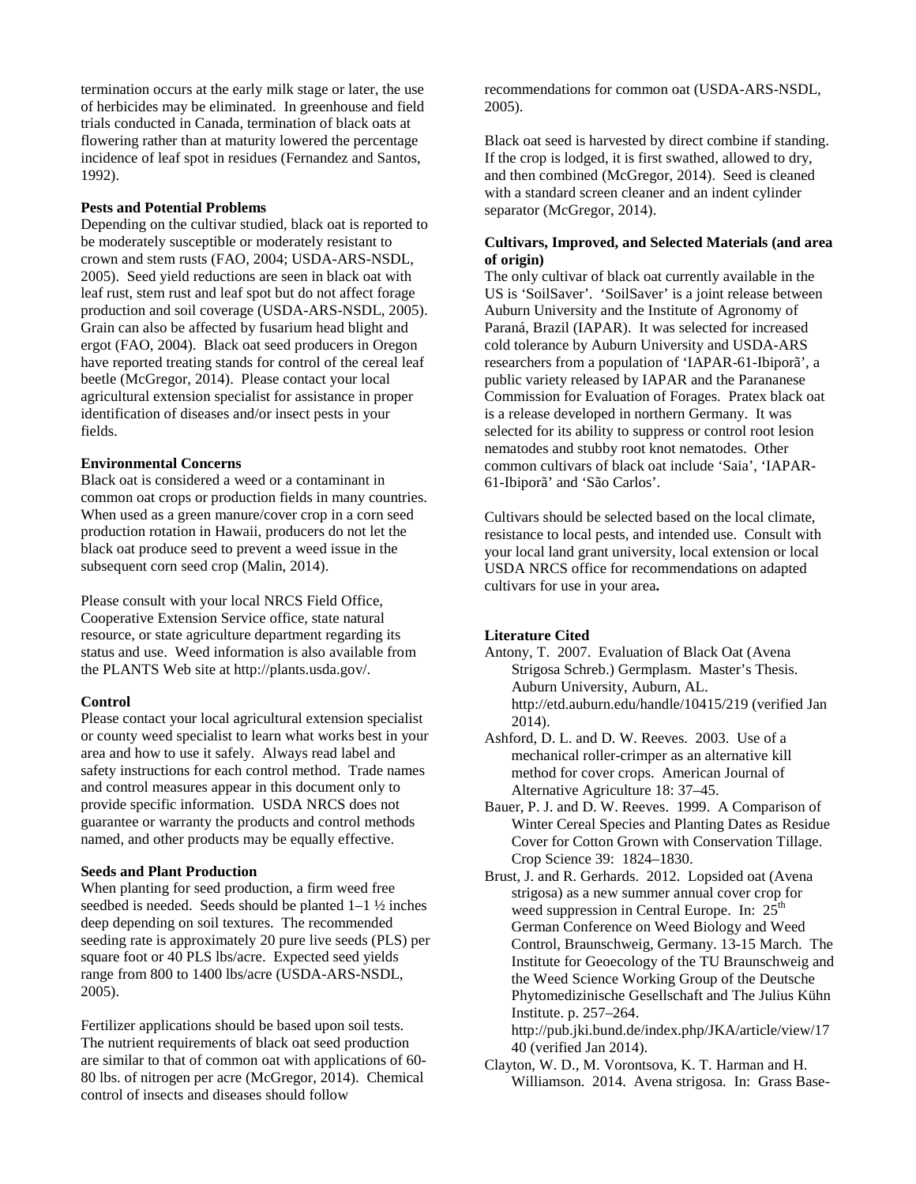termination occurs at the early milk stage or later, the use of herbicides may be eliminated. In greenhouse and field trials conducted in Canada, termination of black oats at flowering rather than at maturity lowered the percentage incidence of leaf spot in residues (Fernandez and Santos, 1992).

**Pests and Potential Problems**

Depending on the cultivar studied, black oat is reported to be moderately susceptible or moderately resistant to crown and stem rusts (FAO, 2004; USDA-ARS-NSDL, 2005). Seed yield reductions are seen in black oat with leaf rust, stem rust and leaf spot but do not affect forage production and soil coverage (USDA-ARS-NSDL, 2005). Grain can also be affected by fusarium head blight and ergot (FAO, 2004). Black oat seed producers in Oregon have reported treating stands for control of the cereal leaf beetle (McGregor, 2014). Please contact your local agricultural extension specialist for assistance in proper identification of diseases and/or insect pests in your fields.

**Environmental Concerns**

Black oat is considered a weed or a contaminant in common oat crops or production fields in many countries. When used as a green manure/cover crop in a corn seed production rotation in Hawaii, producers do not let the black oat produce seed to prevent a weed issue in the subsequent corn seed crop (Malin, 2014).

Please consult with your local NRCS Field Office, Cooperative Extension Service office, state natural resource, or state agriculture department regarding its status and use. Weed information is also available from the PLANTS Web site at http://plants.usda.gov/.

**Control**

Please contact your local agricultural extension specialist or county weed specialist to learn what works best in your area and how to use it safely. Always read label and safety instructions for each control method. Trade names and control measures appear in this document only to provide specific information. USDA NRCS does not guarantee or warranty the products and control methods named, and other products may be equally effective.

**Seeds and Plant Production**

When planting for seed production, a firm weed free seedbed is needed. Seeds should be planted 1–1 ½ inches deep depending on soil textures. The recommended seeding rate is approximately 20 pure live seeds (PLS) per square foot or 40 PLS lbs/acre. Expected seed yields range from 800 to 1400 lbs/acre (USDA-ARS-NSDL, 2005).

Fertilizer applications should be based upon soil tests. The nutrient requirements of black oat seed production are similar to that of common oat with applications of 60-80 lbs. of nitrogen per acre (McGregor, 2014). Chemical control of insects and diseases should follow recommendations for common oat (USDA-ARS-NSDL, 2005).

Black oat seed is harvested by direct combine if standing. If the crop is lodged, it is first swathed, allowed to dry, and then combined (McGregor, 2014). Seed is cleaned with a standard screen cleaner and an indent cylinder separator (McGregor, 2014).

**Cultivars, Improved, and Selected Materials (and area of origin)**

The only cultivar of black oat currently available in the US is 'SoilSaver'. 'SoilSaver' is a joint release between Auburn University and the Institute of Agronomy of Paraná, Brazil (IAPAR). It was selected for increased cold tolerance by Auburn University and USDA-ARS researchers from a population of 'IAPAR-61-Ibiporã', a public variety released by IAPAR and the Parananese Commission for Evaluation of Forages. Pratex black oat is a release developed in northern Germany. It was selected for its ability to suppress or control root lesion nematodes and stubby root knot nematodes. Other common cultivars of black oat include 'Saia', 'IAPAR-61-Ibiporã' and 'São Carlos'.

Cultivars should be selected based on the local climate, resistance to local pests, and intended use. Consult with your local land grant university, local extension or local USDA NRCS office for recommendations on adapted cultivars for use in your area**.**

**Literature Cited**

Antony, T. 2007. Evaluation of Black Oat (Avena Strigosa Schreb.) Germplasm. Master's Thesis. Auburn University, Auburn, AL. http://etd.auburn.edu/handle/10415/219 (verified Jan 2014).

Ashford, D. L. and D. W. Reeves. 2003. Use of a mechanical roller-crimper as an alternative kill method for cover crops. American Journal of Alternative Agriculture 18: 37–45.

Bauer, P. J. and D. W. Reeves. 1999. A Comparison of Winter Cereal Species and Planting Dates as Residue Cover for Cotton Grown with Conservation Tillage. Crop Science 39: 1824–1830.

Brust, J. and R. Gerhards. 2012. Lopsided oat (Avena strigosa) as a new summer annual cover crop for weed suppression in Central Europe. In: 25th German Conference on Weed Biology and Weed Control, Braunschweig, Germany. 13-15 March. The Institute for Geoecology of the TU Braunschweig and the Weed Science Working Group of the Deutsche Phytomedizinische Gesellschaft and The Julius Kühn Institute. p. 257–264. http://pub.jki.bund.de/index.php/JKA/article/view/1740 (verified Jan 2014).

Clayton, W. D., M. Vorontsova, K. T. Harman and H. Williamson. 2014. Avena strigosa. In: Grass Base-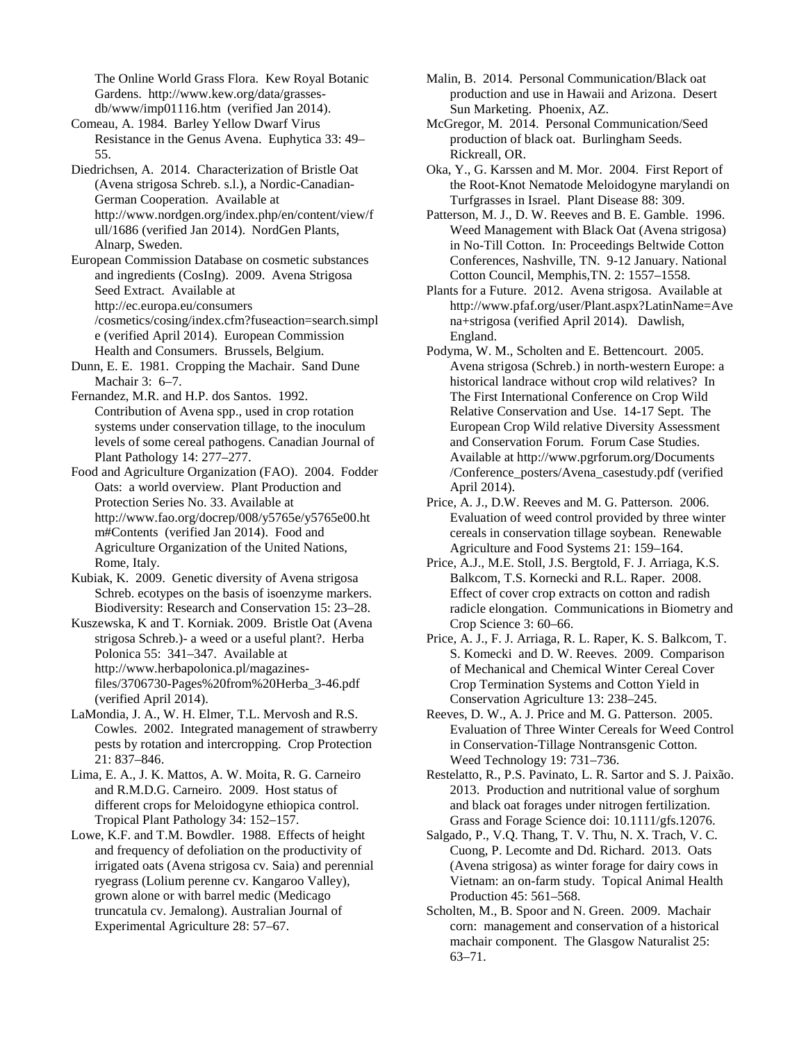The Online World Grass Flora. Kew Royal Botanic Gardens. http://www.kew.org/data/grasses-db/www/imp01116.htm (verified Jan 2014).

Comeau, A. 1984. Barley Yellow Dwarf Virus Resistance in the Genus Avena. Euphytica 33: 49–55.

Diedrichsen, A. 2014. Characterization of Bristle Oat (Avena strigosa Schreb. s.l.), a Nordic-Canadian-German Cooperation. Available at http://www.nordgen.org/index.php/en/content/view/full/1686 (verified Jan 2014). NordGen Plants, Alnarp, Sweden.

European Commission Database on cosmetic substances and ingredients (CosIng). 2009. Avena Strigosa Seed Extract. Available at http://ec.europa.eu/consumers /cosmetics/cosing/index.cfm?fuseaction=search.simple (verified April 2014). European Commission Health and Consumers. Brussels, Belgium.

Dunn, E. E. 1981. Cropping the Machair. Sand Dune Machair 3: 6–7.

Fernandez, M.R. and H.P. dos Santos. 1992. Contribution of Avena spp., used in crop rotation systems under conservation tillage, to the inoculum levels of some cereal pathogens. Canadian Journal of Plant Pathology 14: 277–277.

Food and Agriculture Organization (FAO). 2004. Fodder Oats: a world overview. Plant Production and Protection Series No. 33. Available at http://www.fao.org/docrep/008/y5765e/y5765e00.htm#Contents (verified Jan 2014). Food and Agriculture Organization of the United Nations, Rome, Italy.

Kubiak, K. 2009. Genetic diversity of Avena strigosa Schreb. ecotypes on the basis of isoenzyme markers. Biodiversity: Research and Conservation 15: 23–28.

Kuszewska, K and T. Korniak. 2009. Bristle Oat (Avena strigosa Schreb.)- a weed or a useful plant?. Herba Polonica 55: 341–347. Available at http://www.herbapolonica.pl/magazines-files/3706730-Pages%20from%20Herba_3-46.pdf (verified April 2014).

LaMondia, J. A., W. H. Elmer, T.L. Mervosh and R.S. Cowles. 2002. Integrated management of strawberry pests by rotation and intercropping. Crop Protection 21: 837–846.

Lima, E. A., J. K. Mattos, A. W. Moita, R. G. Carneiro and R.M.D.G. Carneiro. 2009. Host status of different crops for Meloidogyne ethiopica control. Tropical Plant Pathology 34: 152–157.

Lowe, K.F. and T.M. Bowdler. 1988. Effects of height and frequency of defoliation on the productivity of irrigated oats (Avena strigosa cv. Saia) and perennial ryegrass (Lolium perenne cv. Kangaroo Valley), grown alone or with barrel medic (Medicago truncatula cv. Jemalong). Australian Journal of Experimental Agriculture 28: 57–67.

Malin, B. 2014. Personal Communication/Black oat production and use in Hawaii and Arizona. Desert Sun Marketing. Phoenix, AZ.

McGregor, M. 2014. Personal Communication/Seed production of black oat. Burlingham Seeds. Rickreall, OR.

Oka, Y., G. Karssen and M. Mor. 2004. First Report of the Root-Knot Nematode Meloidogyne marylandi on Turfgrasses in Israel. Plant Disease 88: 309.

Patterson, M. J., D. W. Reeves and B. E. Gamble. 1996. Weed Management with Black Oat (Avena strigosa) in No-Till Cotton. In: Proceedings Beltwide Cotton Conferences, Nashville, TN. 9-12 January. National Cotton Council, Memphis,TN. 2: 1557–1558.

Plants for a Future. 2012. Avena strigosa. Available at http://www.pfaf.org/user/Plant.aspx?LatinName=Avena+strigosa (verified April 2014). Dawlish, England.

Podyma, W. M., Scholten and E. Bettencourt. 2005. Avena strigosa (Schreb.) in north-western Europe: a historical landrace without crop wild relatives? In The First International Conference on Crop Wild Relative Conservation and Use. 14-17 Sept. The European Crop Wild relative Diversity Assessment and Conservation Forum. Forum Case Studies. Available at http://www.pgrforum.org/Documents /Conference_posters/Avena_casestudy.pdf (verified April 2014).

Price, A. J., D.W. Reeves and M. G. Patterson. 2006. Evaluation of weed control provided by three winter cereals in conservation tillage soybean. Renewable Agriculture and Food Systems 21: 159–164.

Price, A.J., M.E. Stoll, J.S. Bergtold, F. J. Arriaga, K.S. Balkcom, T.S. Kornecki and R.L. Raper. 2008. Effect of cover crop extracts on cotton and radish radicle elongation. Communications in Biometry and Crop Science 3: 60–66.

Price, A. J., F. J. Arriaga, R. L. Raper, K. S. Balkcom, T. S. Komecki and D. W. Reeves. 2009. Comparison of Mechanical and Chemical Winter Cereal Cover Crop Termination Systems and Cotton Yield in Conservation Agriculture 13: 238–245.

Reeves, D. W., A. J. Price and M. G. Patterson. 2005. Evaluation of Three Winter Cereals for Weed Control in Conservation-Tillage Nontransgenic Cotton. Weed Technology 19: 731–736.

Restelatto, R., P.S. Pavinato, L. R. Sartor and S. J. Paixão. 2013. Production and nutritional value of sorghum and black oat forages under nitrogen fertilization. Grass and Forage Science doi: 10.1111/gfs.12076.

Salgado, P., V.Q. Thang, T. V. Thu, N. X. Trach, V. C. Cuong, P. Lecomte and Dd. Richard. 2013. Oats (Avena strigosa) as winter forage for dairy cows in Vietnam: an on-farm study. Topical Animal Health Production 45: 561–568.

Scholten, M., B. Spoor and N. Green. 2009. Machair corn: management and conservation of a historical machair component. The Glasgow Naturalist 25: 63–71.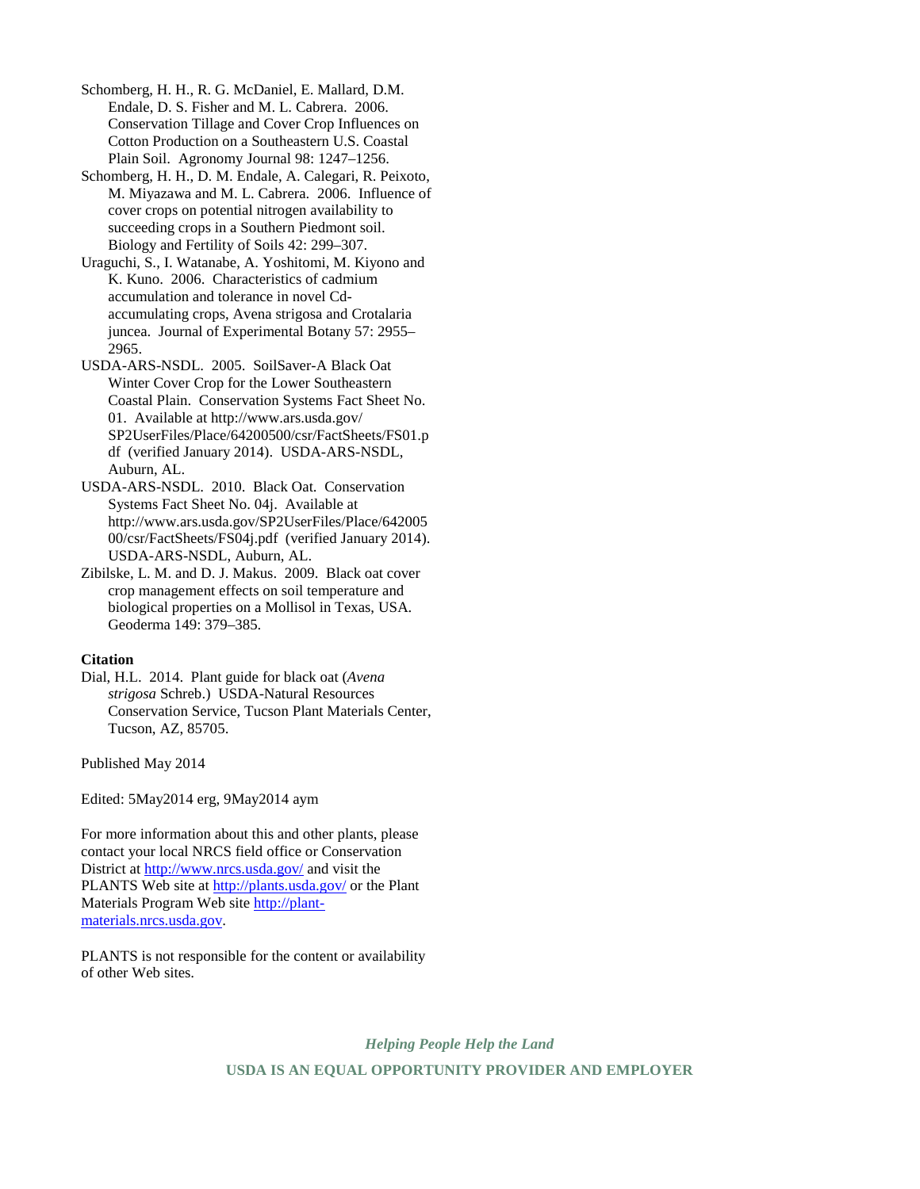Schomberg, H. H., R. G. McDaniel, E. Mallard, D.M. Endale, D. S. Fisher and M. L. Cabrera. 2006. Conservation Tillage and Cover Crop Influences on Cotton Production on a Southeastern U.S. Coastal Plain Soil. Agronomy Journal 98: 1247–1256.

Schomberg, H. H., D. M. Endale, A. Calegari, R. Peixoto, M. Miyazawa and M. L. Cabrera. 2006. Influence of cover crops on potential nitrogen availability to succeeding crops in a Southern Piedmont soil. Biology and Fertility of Soils 42: 299–307.

Uraguchi, S., I. Watanabe, A. Yoshitomi, M. Kiyono and K. Kuno. 2006. Characteristics of cadmium accumulation and tolerance in novel Cd-accumulating crops, Avena strigosa and Crotalaria juncea. Journal of Experimental Botany 57: 2955–2965.

USDA-ARS-NSDL. 2005. SoilSaver-A Black Oat Winter Cover Crop for the Lower Southeastern Coastal Plain. Conservation Systems Fact Sheet No. 01. Available at http://www.ars.usda.gov/SP2UserFiles/Place/64200500/csr/FactSheets/FS01.pdf (verified January 2014). USDA-ARS-NSDL, Auburn, AL.

USDA-ARS-NSDL. 2010. Black Oat. Conservation Systems Fact Sheet No. 04j. Available at http://www.ars.usda.gov/SP2UserFiles/Place/64200500/csr/FactSheets/FS04j.pdf (verified January 2014). USDA-ARS-NSDL, Auburn, AL.

Zibilske, L. M. and D. J. Makus. 2009. Black oat cover crop management effects on soil temperature and biological properties on a Mollisol in Texas, USA. Geoderma 149: 379–385.

**Citation**

Dial, H.L. 2014. Plant guide for black oat (*Avena strigosa* Schreb.) USDA-Natural Resources Conservation Service, Tucson Plant Materials Center, Tucson, AZ, 85705.

Published May 2014

Edited: 5May2014 erg, 9May2014 aym

For more information about this and other plants, please contact your local NRCS field office or Conservation District at http://www.nrcs.usda.gov/ and visit the PLANTS Web site at http://plants.usda.gov/ or the Plant Materials Program Web site http://plant-materials.nrcs.usda.gov.

PLANTS is not responsible for the content or availability of other Web sites.

*Helping People Help the Land*

**USDA IS AN EQUAL OPPORTUNITY PROVIDER AND EMPLOYER**